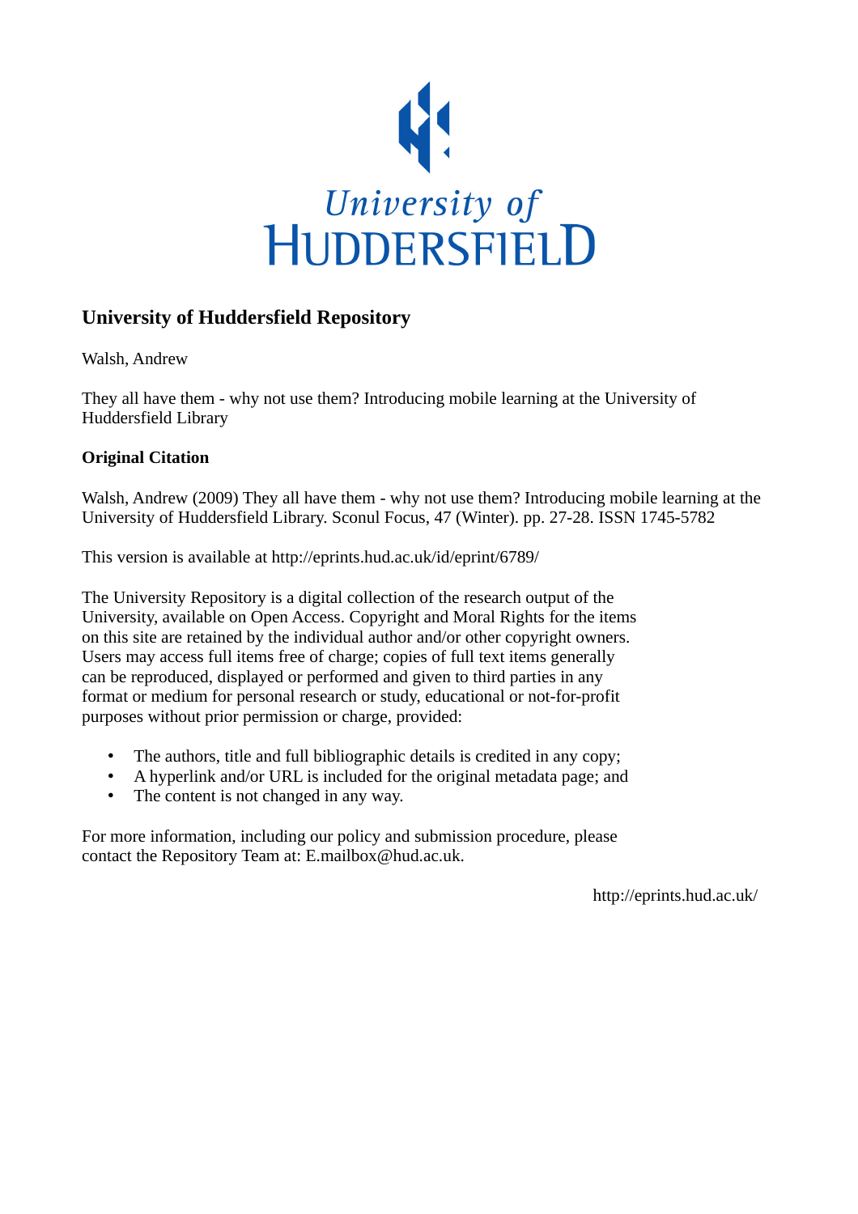University of
HUDDERSFIELD

## University of Huddersfield Repository

Walsh, Andrew

They all have them - why not use them? Introducing mobile learning at the University of Huddersfield Library

### Original Citation

Walsh, Andrew (2009) They all have them - why not use them? Introducing mobile learning at the University of Huddersfield Library. Sconul Focus, 47 (Winter). pp. 27-28. ISSN 1745-5782

This version is available at http://eprints.hud.ac.uk/id/eprint/6789/

The University Repository is a digital collection of the research output of the University, available on Open Access. Copyright and Moral Rights for the items on this site are retained by the individual author and/or other copyright owners. Users may access full items free of charge; copies of full text items generally can be reproduced, displayed or performed and given to third parties in any format or medium for personal research or study, educational or not-for-profit purposes without prior permission or charge, provided:

- The authors, title and full bibliographic details is credited in any copy;
- A hyperlink and/or URL is included for the original metadata page; and
- The content is not changed in any way.

For more information, including our policy and submission procedure, please contact the Repository Team at: E.mailbox@hud.ac.uk.

http://eprints.hud.ac.uk/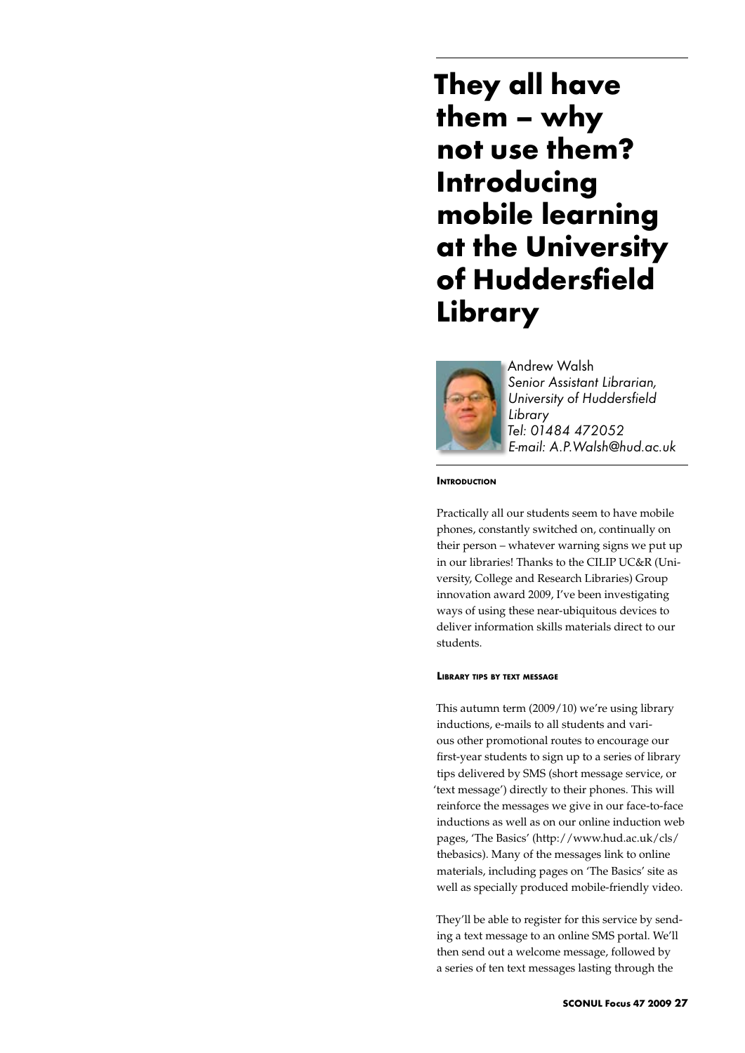# They all have them – why not use them? Introducing mobile learning at the University of Huddersfield Library

Andrew Walsh
*Senior Assistant Librarian, University of Huddersfield Library*
*Tel: 01484 472052*
*E-mail: A.P.Walsh@hud.ac.uk*

## Introduction

Practically all our students seem to have mobile phones, constantly switched on, continually on their person – whatever warning signs we put up in our libraries! Thanks to the CILIP UC&R (University, College and Research Libraries) Group innovation award 2009, I've been investigating ways of using these near-ubiquitous devices to deliver information skills materials direct to our students.

## Library tips by text message

This autumn term (2009/10) we're using library inductions, e-mails to all students and various other promotional routes to encourage our first-year students to sign up to a series of library tips delivered by SMS (short message service, or 'text message') directly to their phones. This will reinforce the messages we give in our face-to-face inductions as well as on our online induction web pages, 'The Basics' (http://www.hud.ac.uk/cls/thebasics). Many of the messages link to online materials, including pages on 'The Basics' site as well as specially produced mobile-friendly video.

They'll be able to register for this service by sending a text message to an online SMS portal. We'll then send out a welcome message, followed by a series of ten text messages lasting through the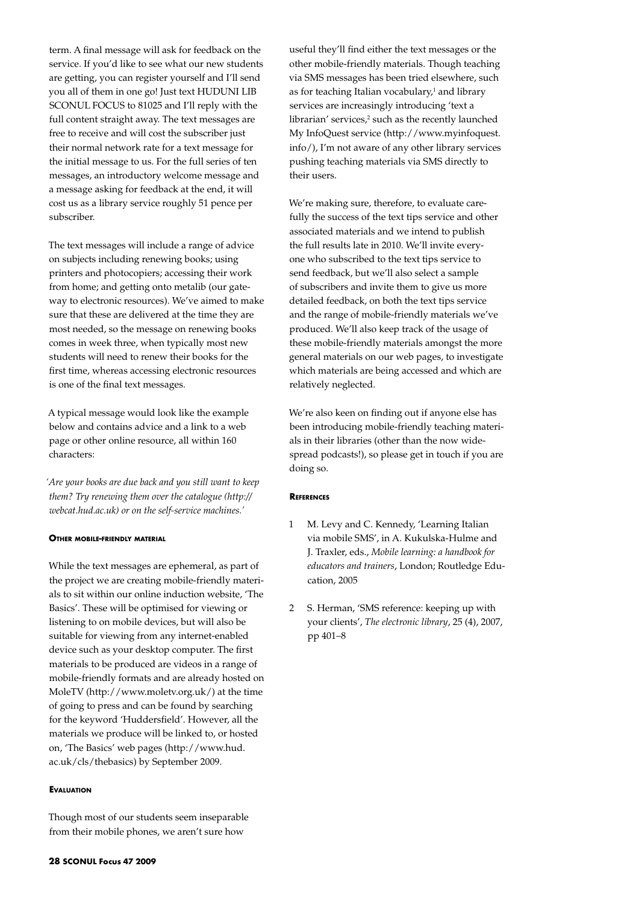term. A final message will ask for feedback on the service. If you'd like to see what our new students are getting, you can register yourself and I'll send you all of them in one go! Just text HUDUNI LIB SCONUL FOCUS to 81025 and I'll reply with the full content straight away. The text messages are free to receive and will cost the subscriber just their normal network rate for a text message for the initial message to us. For the full series of ten messages, an introductory welcome message and a message asking for feedback at the end, it will cost us as a library service roughly 51 pence per subscriber.

The text messages will include a range of advice on subjects including renewing books; using printers and photocopiers; accessing their work from home; and getting onto metalib (our gateway to electronic resources). We've aimed to make sure that these are delivered at the time they are most needed, so the message on renewing books comes in week three, when typically most new students will need to renew their books for the first time, whereas accessing electronic resources is one of the final text messages.

A typical message would look like the example below and contains advice and a link to a web page or other online resource, all within 160 characters:

*'Are your books are due back and you still want to keep them? Try renewing them over the catalogue (http://webcat.hud.ac.uk) or on the self-service machines.'*

#### Other mobile-friendly material

While the text messages are ephemeral, as part of the project we are creating mobile-friendly materials to sit within our online induction website, 'The Basics'. These will be optimised for viewing or listening to on mobile devices, but will also be suitable for viewing from any internet-enabled device such as your desktop computer. The first materials to be produced are videos in a range of mobile-friendly formats and are already hosted on MoleTV (http://www.moletv.org.uk/) at the time of going to press and can be found by searching for the keyword 'Huddersfield'. However, all the materials we produce will be linked to, or hosted on, 'The Basics' web pages (http://www.hud.ac.uk/cls/thebasics) by September 2009.

#### Evaluation

Though most of our students seem inseparable from their mobile phones, we aren't sure how useful they'll find either the text messages or the other mobile-friendly materials. Though teaching via SMS messages has been tried elsewhere, such as for teaching Italian vocabulary,[1] and library services are increasingly introducing 'text a librarian' services,[2] such as the recently launched My InfoQuest service (http://www.myinfoquest.info/), I'm not aware of any other library services pushing teaching materials via SMS directly to their users.

We're making sure, therefore, to evaluate carefully the success of the text tips service and other associated materials and we intend to publish the full results late in 2010. We'll invite everyone who subscribed to the text tips service to send feedback, but we'll also select a sample of subscribers and invite them to give us more detailed feedback, on both the text tips service and the range of mobile-friendly materials we've produced. We'll also keep track of the usage of these mobile-friendly materials amongst the more general materials on our web pages, to investigate which materials are being accessed and which are relatively neglected.

We're also keen on finding out if anyone else has been introducing mobile-friendly teaching materials in their libraries (other than the now widespread podcasts!), so please get in touch if you are doing so.

#### References

1 M. Levy and C. Kennedy, 'Learning Italian via mobile SMS', in A. Kukulska-Hulme and J. Traxler, eds., *Mobile learning: a handbook for educators and trainers*, London; Routledge Education, 2005

2 S. Herman, 'SMS reference: keeping up with your clients', *The electronic library*, 25 (4), 2007, pp 401–8